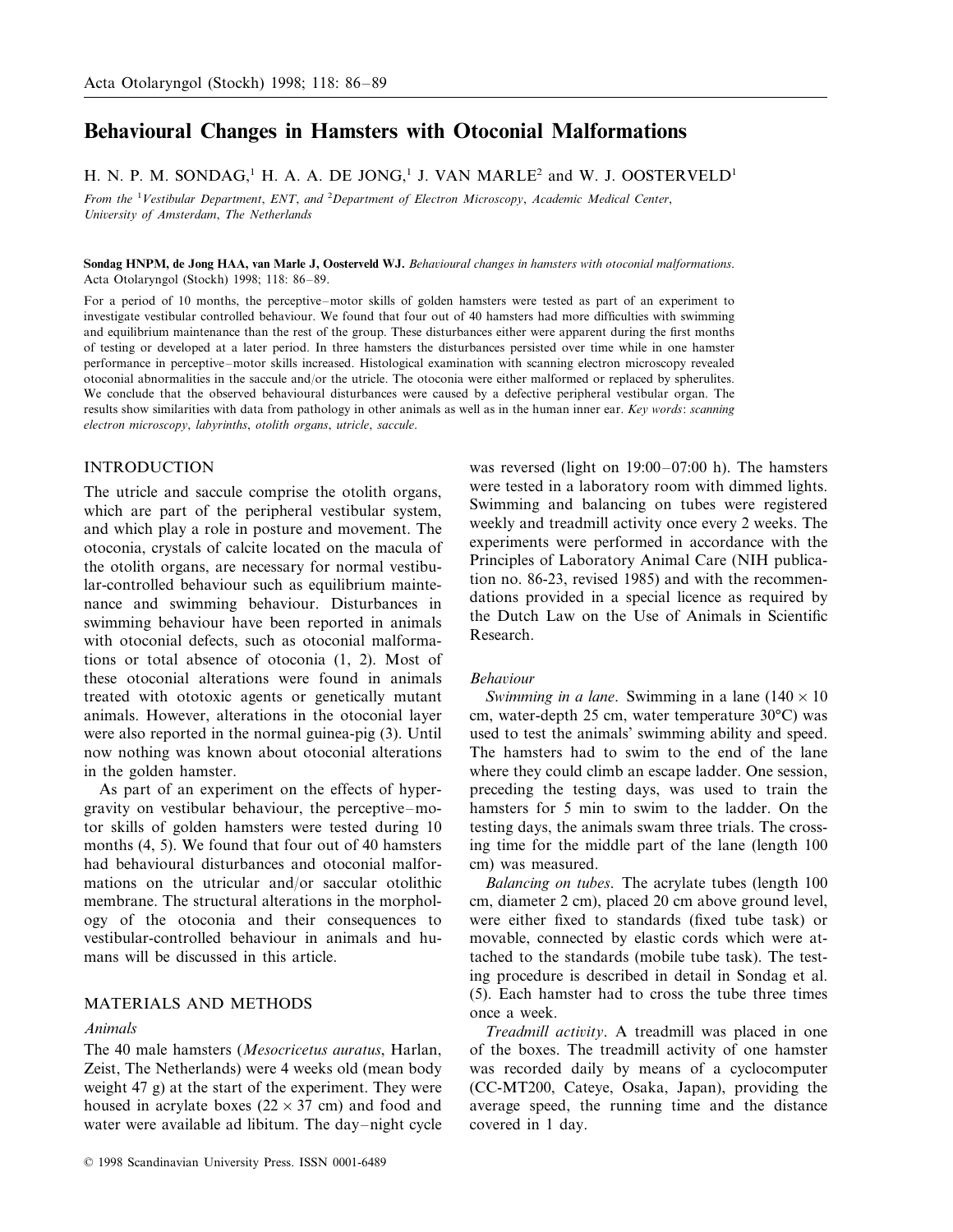# Behavioural Changes in Hamsters with Otoconial Malformations

H. N. P. M. SONDAG,[1] H. A. A. DE JONG,[1] J. VAN MARLE[2] and W. J. OOSTERVELD[1]

*From the [1]Vestibular Department, ENT, and [2]Department of Electron Microscopy, Academic Medical Center, University of Amsterdam, The Netherlands*

**Sondag HNPM, de Jong HAA, van Marle J, Oosterveld WJ.** *Behavioural changes in hamsters with otoconial malformations.* Acta Otolaryngol (Stockh) 1998; 118: 86–89.

For a period of 10 months, the perceptive–motor skills of golden hamsters were tested as part of an experiment to investigate vestibular controlled behaviour. We found that four out of 40 hamsters had more difficulties with swimming and equilibrium maintenance than the rest of the group. These disturbances either were apparent during the first months of testing or developed at a later period. In three hamsters the disturbances persisted over time while in one hamster performance in perceptive–motor skills increased. Histological examination with scanning electron microscopy revealed otoconial abnormalities in the saccule and/or the utricle. The otoconia were either malformed or replaced by spherulites. We conclude that the observed behavioural disturbances were caused by a defective peripheral vestibular organ. The results show similarities with data from pathology in other animals as well as in the human inner ear. *Key words*: *scanning electron microscopy*, *labyrinths*, *otolith organs*, *utricle*, *saccule*.

## INTRODUCTION

The utricle and saccule comprise the otolith organs, which are part of the peripheral vestibular system, and which play a role in posture and movement. The otoconia, crystals of calcite located on the macula of the otolith organs, are necessary for normal vestibular-controlled behaviour such as equilibrium maintenance and swimming behaviour. Disturbances in swimming behaviour have been reported in animals with otoconial defects, such as otoconial malformations or total absence of otoconia (1, 2). Most of these otoconial alterations were found in animals treated with ototoxic agents or genetically mutant animals. However, alterations in the otoconial layer were also reported in the normal guinea-pig (3). Until now nothing was known about otoconial alterations in the golden hamster.

As part of an experiment on the effects of hypergravity on vestibular behaviour, the perceptive–motor skills of golden hamsters were tested during 10 months (4, 5). We found that four out of 40 hamsters had behavioural disturbances and otoconial malformations on the utricular and/or saccular otolithic membrane. The structural alterations in the morphology of the otoconia and their consequences to vestibular-controlled behaviour in animals and humans will be discussed in this article.

## MATERIALS AND METHODS

### Animals

The 40 male hamsters (*Mesocricetus auratus*, Harlan, Zeist, The Netherlands) were 4 weeks old (mean body weight 47 g) at the start of the experiment. They were housed in acrylate boxes (22 × 37 cm) and food and water were available ad libitum. The day–night cycle was reversed (light on 19:00–07:00 h). The hamsters were tested in a laboratory room with dimmed lights. Swimming and balancing on tubes were registered weekly and treadmill activity once every 2 weeks. The experiments were performed in accordance with the Principles of Laboratory Animal Care (NIH publication no. 86-23, revised 1985) and with the recommendations provided in a special licence as required by the Dutch Law on the Use of Animals in Scientific Research.

### Behaviour

*Swimming in a lane*. Swimming in a lane (140 × 10 cm, water-depth 25 cm, water temperature 30°C) was used to test the animals' swimming ability and speed. The hamsters had to swim to the end of the lane where they could climb an escape ladder. One session, preceding the testing days, was used to train the hamsters for 5 min to swim to the ladder. On the testing days, the animals swam three trials. The crossing time for the middle part of the lane (length 100 cm) was measured.

*Balancing on tubes*. The acrylate tubes (length 100 cm, diameter 2 cm), placed 20 cm above ground level, were either fixed to standards (fixed tube task) or movable, connected by elastic cords which were attached to the standards (mobile tube task). The testing procedure is described in detail in Sondag et al. (5). Each hamster had to cross the tube three times once a week.

*Treadmill activity*. A treadmill was placed in one of the boxes. The treadmill activity of one hamster was recorded daily by means of a cyclocomputer (CC-MT200, Cateye, Osaka, Japan), providing the average speed, the running time and the distance covered in 1 day.

© 1998 Scandinavian University Press. ISSN 0001-6489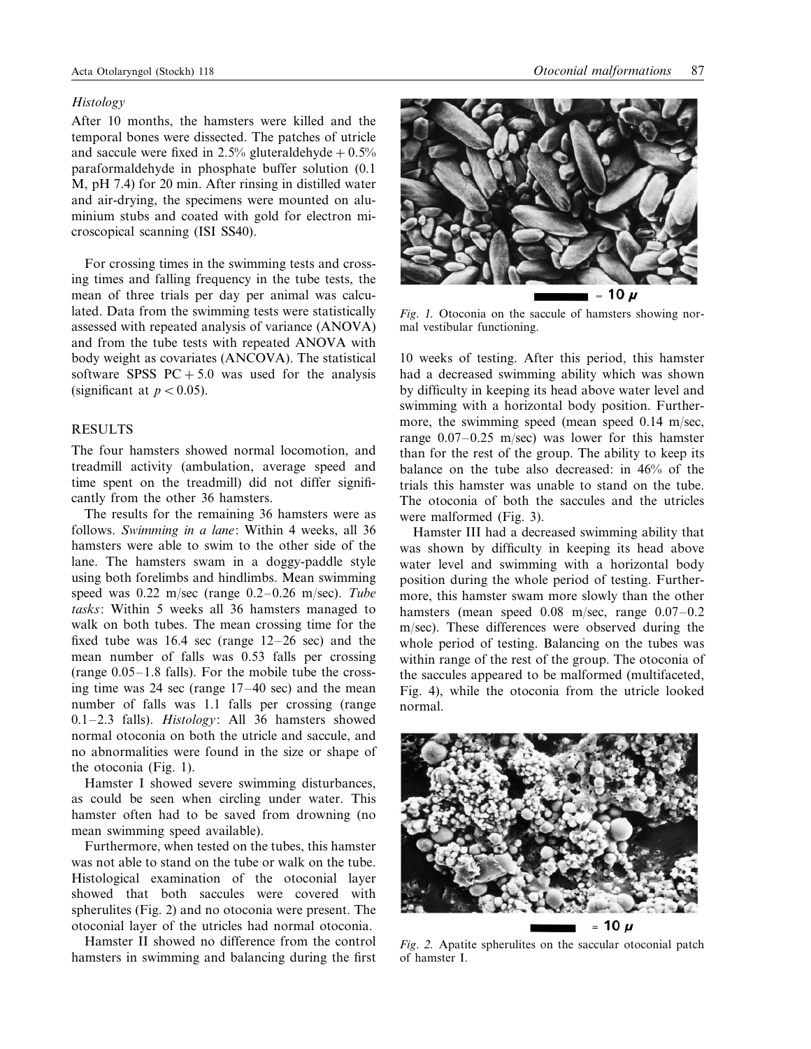*Histology*

After 10 months, the hamsters were killed and the temporal bones were dissected. The patches of utricle and saccule were fixed in 2.5% gluteraldehyde + 0.5% paraformaldehyde in phosphate buffer solution (0.1 M, pH 7.4) for 20 min. After rinsing in distilled water and air-drying, the specimens were mounted on aluminium stubs and coated with gold for electron microscopical scanning (ISI SS40).

For crossing times in the swimming tests and crossing times and falling frequency in the tube tests, the mean of three trials per day per animal was calculated. Data from the swimming tests were statistically assessed with repeated analysis of variance (ANOVA) and from the tube tests with repeated ANOVA with body weight as covariates (ANCOVA). The statistical software SPSS PC + 5.0 was used for the analysis (significant at $p < 0.05$).

## RESULTS

The four hamsters showed normal locomotion, and treadmill activity (ambulation, average speed and time spent on the treadmill) did not differ significantly from the other 36 hamsters.

The results for the remaining 36 hamsters were as follows. *Swimming in a lane*: Within 4 weeks, all 36 hamsters were able to swim to the other side of the lane. The hamsters swam in a doggy-paddle style using both forelimbs and hindlimbs. Mean swimming speed was 0.22 m/sec (range 0.2–0.26 m/sec). *Tube tasks*: Within 5 weeks all 36 hamsters managed to walk on both tubes. The mean crossing time for the fixed tube was 16.4 sec (range 12–26 sec) and the mean number of falls was 0.53 falls per crossing (range 0.05–1.8 falls). For the mobile tube the crossing time was 24 sec (range 17–40 sec) and the mean number of falls was 1.1 falls per crossing (range 0.1–2.3 falls). *Histology*: All 36 hamsters showed normal otoconia on both the utricle and saccule, and no abnormalities were found in the size or shape of the otoconia (Fig. 1).

Fig. 1. Otoconia on the saccule of hamsters showing normal vestibular functioning.

Hamster I showed severe swimming disturbances, as could be seen when circling under water. This hamster often had to be saved from drowning (no mean swimming speed available).

Furthermore, when tested on the tubes, this hamster was not able to stand on the tube or walk on the tube. Histological examination of the otoconial layer showed that both saccules were covered with spherulites (Fig. 2) and no otoconia were present. The otoconial layer of the utricles had normal otoconia.

Hamster II showed no difference from the control hamsters in swimming and balancing during the first 10 weeks of testing. After this period, this hamster had a decreased swimming ability which was shown by difficulty in keeping its head above water level and swimming with a horizontal body position. Furthermore, the swimming speed (mean speed 0.14 m/sec, range 0.07–0.25 m/sec) was lower for this hamster than for the rest of the group. The ability to keep its balance on the tube also decreased: in 46% of the trials this hamster was unable to stand on the tube. The otoconia of both the saccules and the utricles were malformed (Fig. 3).

Hamster III had a decreased swimming ability that was shown by difficulty in keeping its head above water level and swimming with a horizontal body position during the whole period of testing. Furthermore, this hamster swam more slowly than the other hamsters (mean speed 0.08 m/sec, range 0.07–0.2 m/sec). These differences were observed during the whole period of testing. Balancing on the tubes was within range of the rest of the group. The otoconia of the saccules appeared to be malformed (multifaceted, Fig. 4), while the otoconia from the utricle looked normal.

Fig. 2. Apatite spherulites on the saccular otoconial patch of hamster I.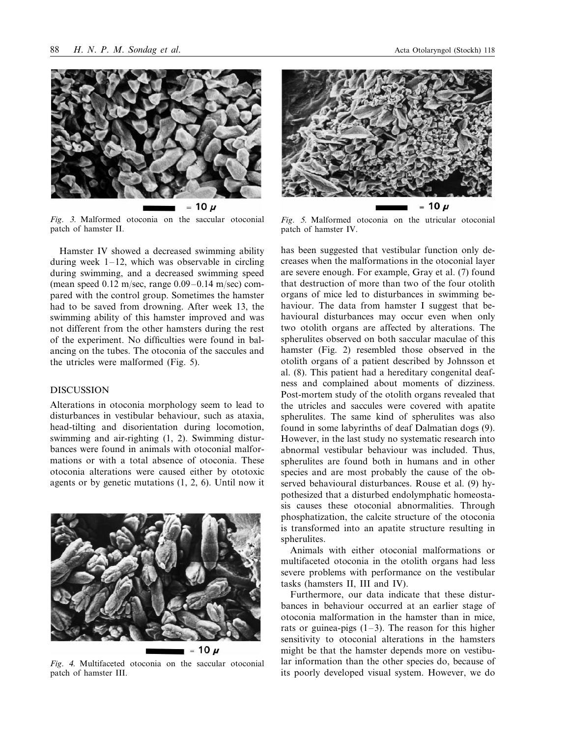Fig. 3. Malformed otoconia on the saccular otoconial patch of hamster II.

Hamster IV showed a decreased swimming ability during week 1–12, which was observable in circling during swimming, and a decreased swimming speed (mean speed 0.12 m/sec, range 0.09–0.14 m/sec) compared with the control group. Sometimes the hamster had to be saved from drowning. After week 13, the swimming ability of this hamster improved and was not different from the other hamsters during the rest of the experiment. No difficulties were found in balancing on the tubes. The otoconia of the saccules and the utricles were malformed (Fig. 5).

## DISCUSSION

Alterations in otoconia morphology seem to lead to disturbances in vestibular behaviour, such as ataxia, head-tilting and disorientation during locomotion, swimming and air-righting (1, 2). Swimming disturbances were found in animals with otoconial malformations or with a total absence of otoconia. These otoconia alterations were caused either by ototoxic agents or by genetic mutations (1, 2, 6). Until now it has been suggested that vestibular function only decreases when the malformations in the otoconial layer are severe enough. For example, Gray et al. (7) found that destruction of more than two of the four otolith organs of mice led to disturbances in swimming behaviour. The data from hamster I suggest that behavioural disturbances may occur even when only two otolith organs are affected by alterations. The spherulites observed on both saccular maculae of this hamster (Fig. 2) resembled those observed in the otolith organs of a patient described by Johnsson et al. (8). This patient had a hereditary congenital deafness and complained about moments of dizziness. Post-mortem study of the otolith organs revealed that the utricles and saccules were covered with apatite spherulites. The same kind of spherulites was also found in some labyrinths of deaf Dalmatian dogs (9). However, in the last study no systematic research into abnormal vestibular behaviour was included. Thus, spherulites are found both in humans and in other species and are most probably the cause of the observed behavioural disturbances. Rouse et al. (9) hypothesized that a disturbed endolymphatic homeostasis causes these otoconial abnormalities. Through phosphatization, the calcite structure of the otoconia is transformed into an apatite structure resulting in spherulites.

Animals with either otoconial malformations or multifaceted otoconia in the otolith organs had less severe problems with performance on the vestibular tasks (hamsters II, III and IV).

Furthermore, our data indicate that these disturbances in behaviour occurred at an earlier stage of otoconia malformation in the hamster than in mice, rats or guinea-pigs (1–3). The reason for this higher sensitivity to otoconial alterations in the hamsters might be that the hamster depends more on vestibular information than the other species do, because of its poorly developed visual system. However, we do

Fig. 4. Multifaceted otoconia on the saccular otoconial patch of hamster III.

Fig. 5. Malformed otoconia on the utricular otoconial patch of hamster IV.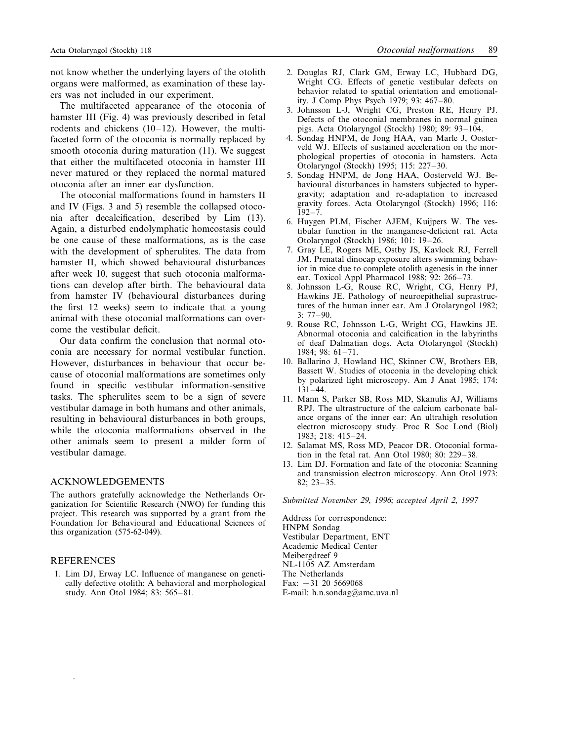not know whether the underlying layers of the otolith organs were malformed, as examination of these layers was not included in our experiment.

The multifaceted appearance of the otoconia of hamster III (Fig. 4) was previously described in fetal rodents and chickens (10–12). However, the multifaceted form of the otoconia is normally replaced by smooth otoconia during maturation (11). We suggest that either the multifaceted otoconia in hamster III never matured or they replaced the normal matured otoconia after an inner ear dysfunction.

The otoconial malformations found in hamsters II and IV (Figs. 3 and 5) resemble the collapsed otoconia after decalcification, described by Lim (13). Again, a disturbed endolymphatic homeostasis could be one cause of these malformations, as is the case with the development of spherulites. The data from hamster II, which showed behavioural disturbances after week 10, suggest that such otoconia malformations can develop after birth. The behavioural data from hamster IV (behavioural disturbances during the first 12 weeks) seem to indicate that a young animal with these otoconial malformations can overcome the vestibular deficit.

Our data confirm the conclusion that normal otoconia are necessary for normal vestibular function. However, disturbances in behaviour that occur because of otoconial malformations are sometimes only found in specific vestibular information-sensitive tasks. The spherulites seem to be a sign of severe vestibular damage in both humans and other animals, resulting in behavioural disturbances in both groups, while the otoconia malformations observed in the other animals seem to present a milder form of vestibular damage.

## ACKNOWLEDGEMENTS

The authors gratefully acknowledge the Netherlands Organization for Scientific Research (NWO) for funding this project. This research was supported by a grant from the Foundation for Behavioural and Educational Sciences of this organization (575-62-049).

## REFERENCES

1. Lim DJ, Erway LC. Influence of manganese on genetically defective otolith: A behavioral and morphological study. Ann Otol 1984; 83: 565–81.
2. Douglas RJ, Clark GM, Erway LC, Hubbard DG, Wright CG. Effects of genetic vestibular defects on behavior related to spatial orientation and emotionality. J Comp Phys Psych 1979; 93: 467–80.
3. Johnsson L-J, Wright CG, Preston RE, Henry PJ. Defects of the otoconial membranes in normal guinea pigs. Acta Otolaryngol (Stockh) 1980; 89: 93–104.
4. Sondag HNPM, de Jong HAA, van Marle J, Oosterveld WJ. Effects of sustained acceleration on the morphological properties of otoconia in hamsters. Acta Otolaryngol (Stockh) 1995; 115: 227–30.
5. Sondag HNPM, de Jong HAA, Oosterveld WJ. Behavioural disturbances in hamsters subjected to hypergravity; adaptation and re-adaptation to increased gravity forces. Acta Otolaryngol (Stockh) 1996; 116: 192–7.
6. Huygen PLM, Fischer AJEM, Kuijpers W. The vestibular function in the manganese-deficient rat. Acta Otolaryngol (Stockh) 1986; 101: 19–26.
7. Gray LE, Rogers ME, Ostby JS, Kavlock RJ, Ferrell JM. Prenatal dinocap exposure alters swimming behavior in mice due to complete otolith agenesis in the inner ear. Toxicol Appl Pharmacol 1988; 92: 266–73.
8. Johnsson L-G, Rouse RC, Wright, CG, Henry PJ, Hawkins JE. Pathology of neuroepithelial suprastructures of the human inner ear. Am J Otolaryngol 1982; 3: 77–90.
9. Rouse RC, Johnsson L-G, Wright CG, Hawkins JE. Abnormal otoconia and calcification in the labyrinths of deaf Dalmatian dogs. Acta Otolaryngol (Stockh) 1984; 98: 61–71.
10. Ballarino J, Howland HC, Skinner CW, Brothers EB, Bassett W. Studies of otoconia in the developing chick by polarized light microscopy. Am J Anat 1985; 174: 131–44.
11. Mann S, Parker SB, Ross MD, Skanulis AJ, Williams RPJ. The ultrastructure of the calcium carbonate balance organs of the inner ear: An ultrahigh resolution electron microscopy study. Proc R Soc Lond (Biol) 1983; 218: 415–24.
12. Salamat MS, Ross MD, Peacor DR. Otoconial formation in the fetal rat. Ann Otol 1980; 80: 229–38.
13. Lim DJ. Formation and fate of the otoconia: Scanning and transmission electron microscopy. Ann Otol 1973: 82; 23–35.

*Submitted November 29, 1996; accepted April 2, 1997*

Address for correspondence:
HNPM Sondag
Vestibular Department, ENT
Academic Medical Center
Meibergdreef 9
NL-1105 AZ Amsterdam
The Netherlands
Fax: +31 20 5669068
E-mail: h.n.sondag@amc.uva.nl